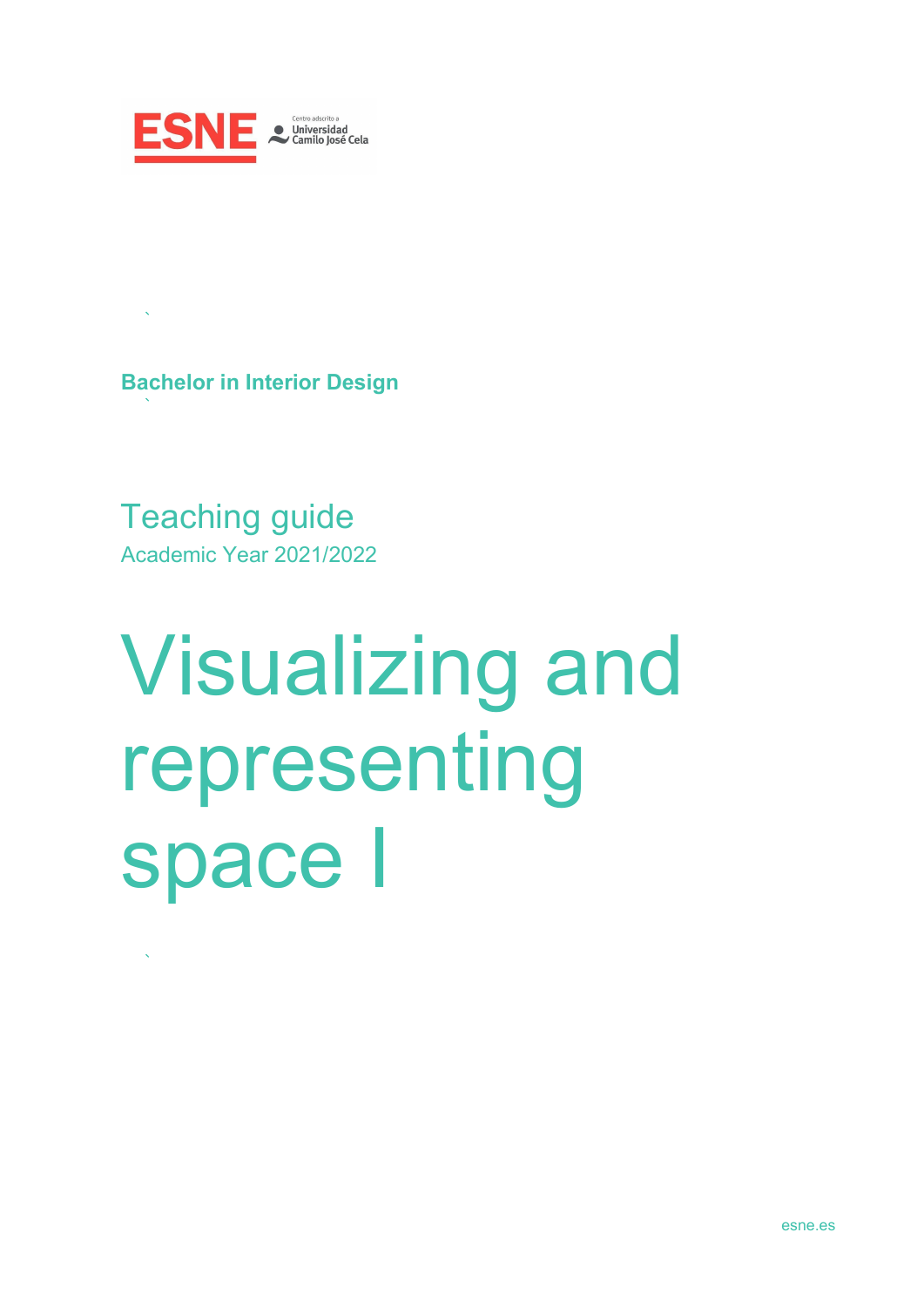ESNE Centro adscrito a Universidad Camilo José Cela

**Bachelor in Interior Design**

## Teaching guide

Academic Year 2021/2022

# Visualizing and representing space I

esne.es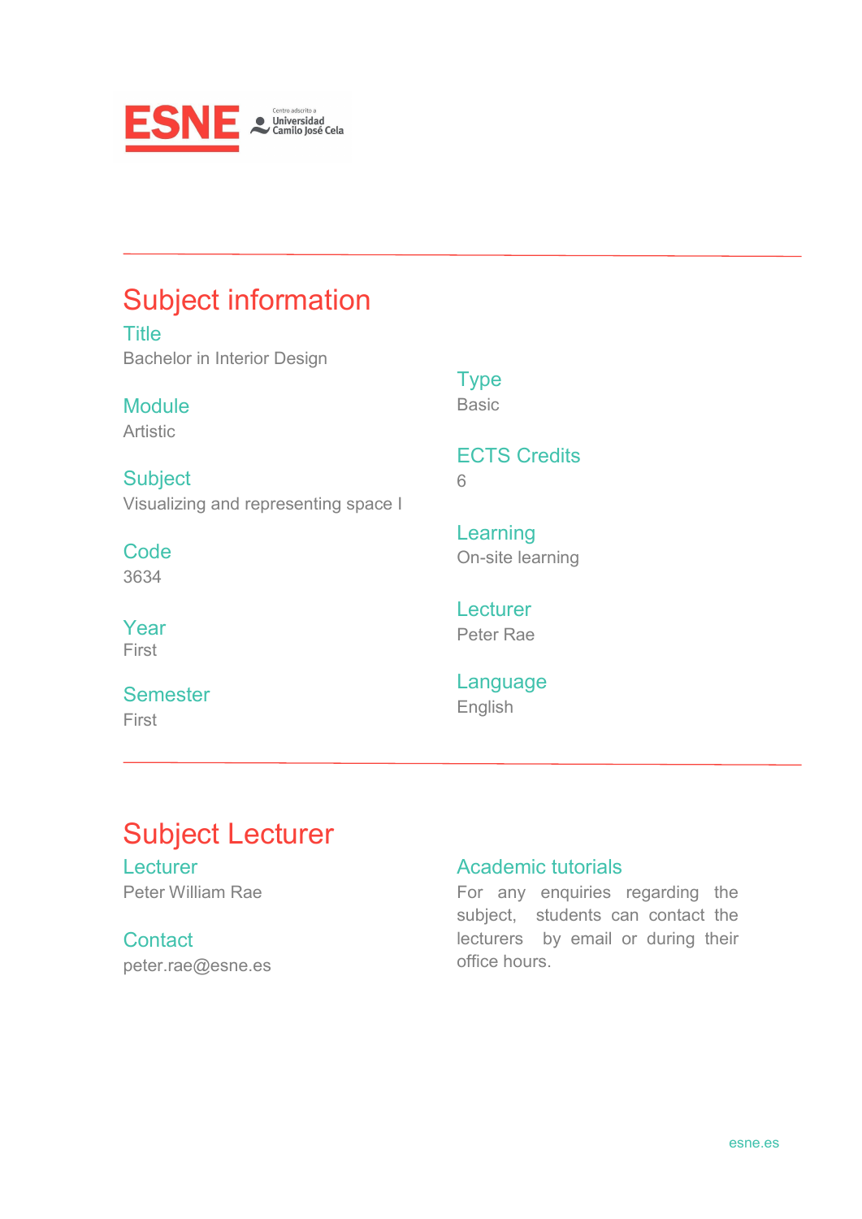## Subject information

### Title
Bachelor in Interior Design

### Module
Artistic

### Subject
Visualizing and representing space I

### Code
3634

### Year
First

### Semester
First

### Type
Basic

### ECTS Credits
6

### Learning
On-site learning

### Lecturer
Peter Rae

### Language
English

## Subject Lecturer

### Lecturer
Peter William Rae

### Contact
peter.rae@esne.es

### Academic tutorials
For any enquiries regarding the subject, students can contact the lecturers by email or during their office hours.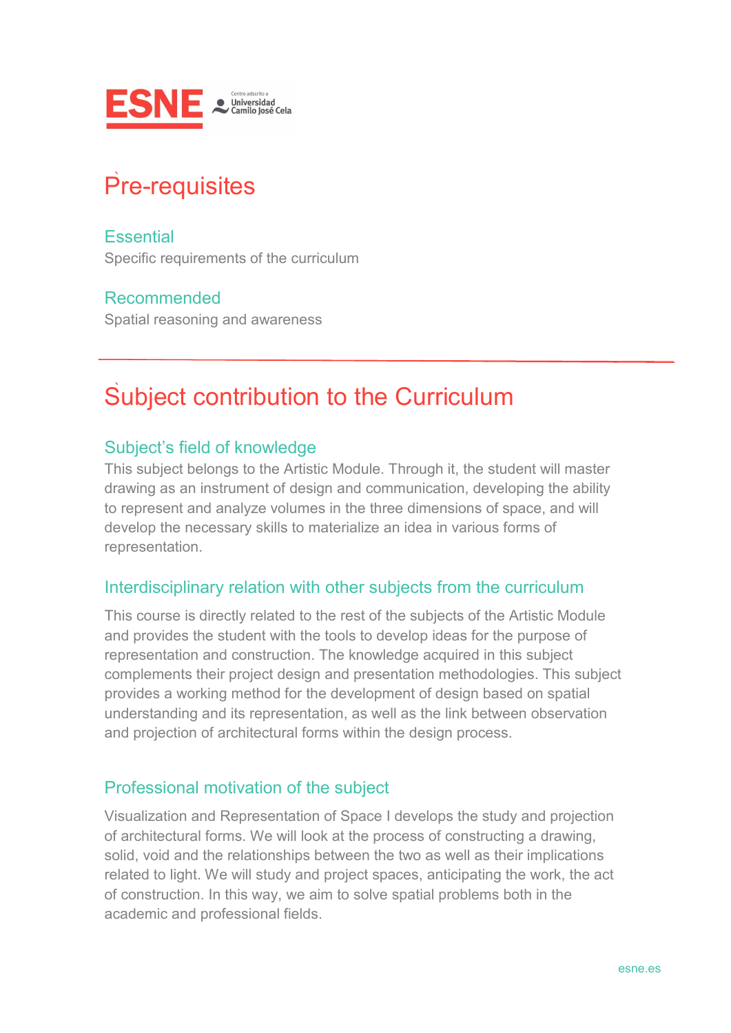# Pre-requisites

## Essential

Specific requirements of the curriculum

## Recommended

Spatial reasoning and awareness

---

# Subject contribution to the Curriculum

## Subject's field of knowledge

This subject belongs to the Artistic Module. Through it, the student will master drawing as an instrument of design and communication, developing the ability to represent and analyze volumes in the three dimensions of space, and will develop the necessary skills to materialize an idea in various forms of representation.

## Interdisciplinary relation with other subjects from the curriculum

This course is directly related to the rest of the subjects of the Artistic Module and provides the student with the tools to develop ideas for the purpose of representation and construction. The knowledge acquired in this subject complements their project design and presentation methodologies. This subject provides a working method for the development of design based on spatial understanding and its representation, as well as the link between observation and projection of architectural forms within the design process.

## Professional motivation of the subject

Visualization and Representation of Space I develops the study and projection of architectural forms. We will look at the process of constructing a drawing, solid, void and the relationships between the two as well as their implications related to light. We will study and project spaces, anticipating the work, the act of construction. In this way, we aim to solve spatial problems both in the academic and professional fields.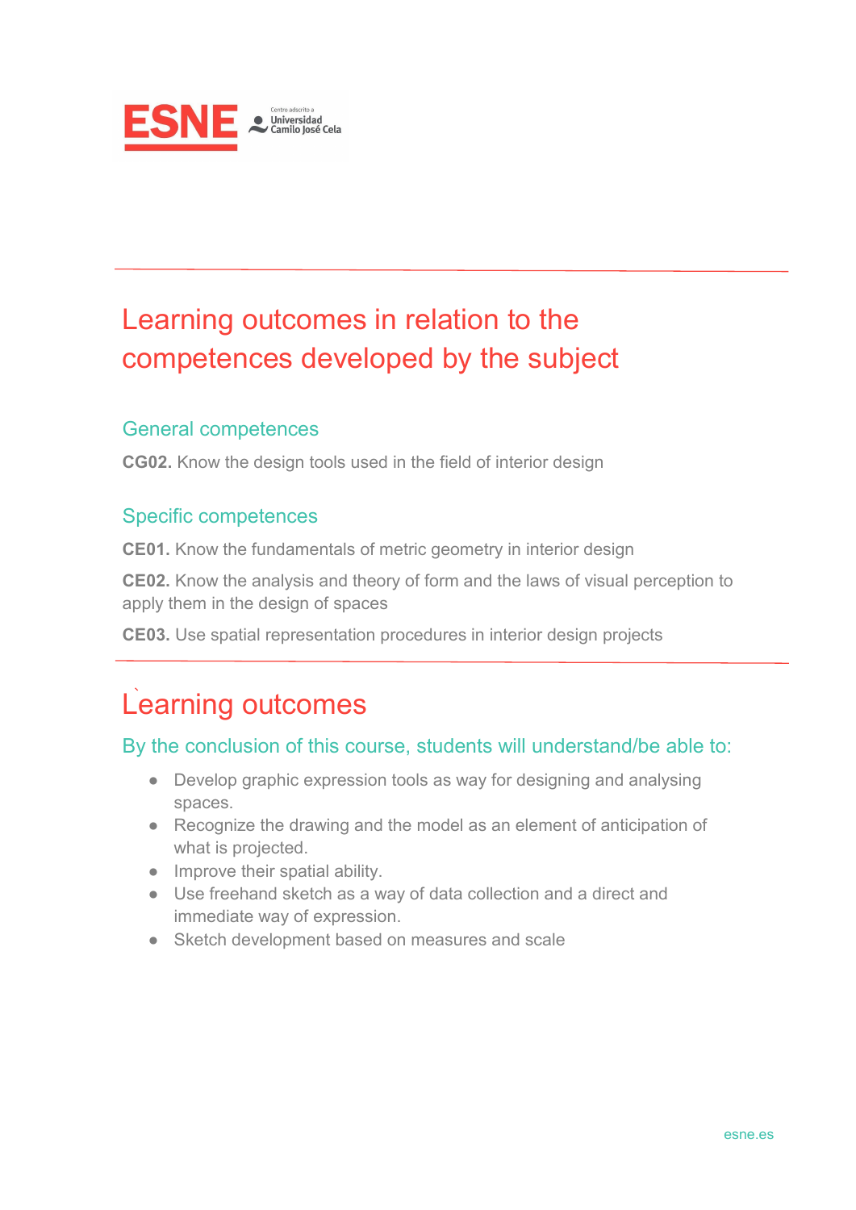# Learning outcomes in relation to the competences developed by the subject

## General competences

**CG02.** Know the design tools used in the field of interior design

## Specific competences

**CE01.** Know the fundamentals of metric geometry in interior design

**CE02.** Know the analysis and theory of form and the laws of visual perception to apply them in the design of spaces

**CE03.** Use spatial representation procedures in interior design projects

# Learning outcomes

## By the conclusion of this course, students will understand/be able to:

- Develop graphic expression tools as way for designing and analysing spaces.
- Recognize the drawing and the model as an element of anticipation of what is projected.
- Improve their spatial ability.
- Use freehand sketch as a way of data collection and a direct and immediate way of expression.
- Sketch development based on measures and scale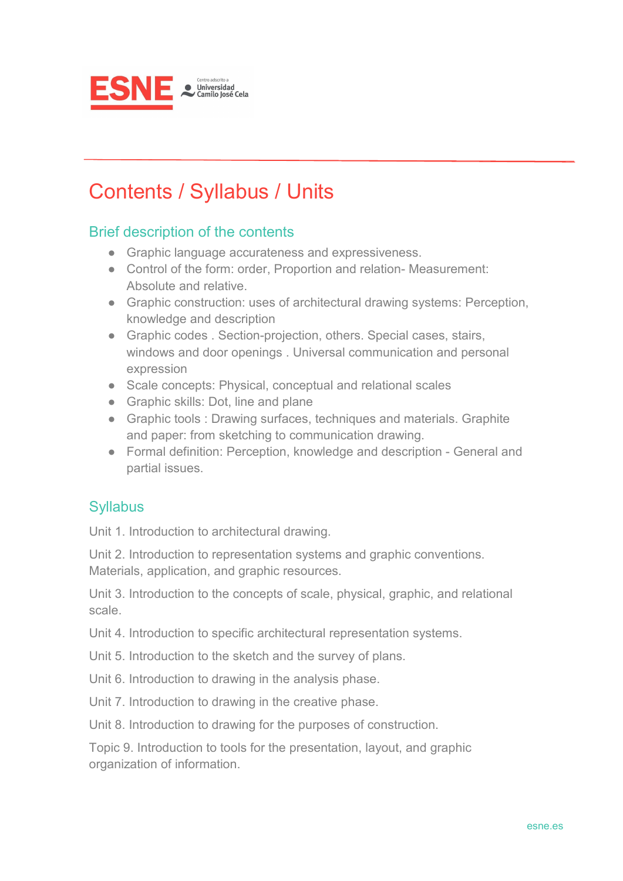# Contents / Syllabus / Units

## Brief description of the contents

- Graphic language accurateness and expressiveness.
- Control of the form: order, Proportion and relation- Measurement: Absolute and relative.
- Graphic construction: uses of architectural drawing systems: Perception, knowledge and description
- Graphic codes . Section-projection, others. Special cases, stairs, windows and door openings . Universal communication and personal expression
- Scale concepts: Physical, conceptual and relational scales
- Graphic skills: Dot, line and plane
- Graphic tools : Drawing surfaces, techniques and materials. Graphite and paper: from sketching to communication drawing.
- Formal definition: Perception, knowledge and description - General and partial issues.

## Syllabus

Unit 1. Introduction to architectural drawing.

Unit 2. Introduction to representation systems and graphic conventions. Materials, application, and graphic resources.

Unit 3. Introduction to the concepts of scale, physical, graphic, and relational scale.

Unit 4. Introduction to specific architectural representation systems.

Unit 5. Introduction to the sketch and the survey of plans.

Unit 6. Introduction to drawing in the analysis phase.

Unit 7. Introduction to drawing in the creative phase.

Unit 8. Introduction to drawing for the purposes of construction.

Topic 9. Introduction to tools for the presentation, layout, and graphic organization of information.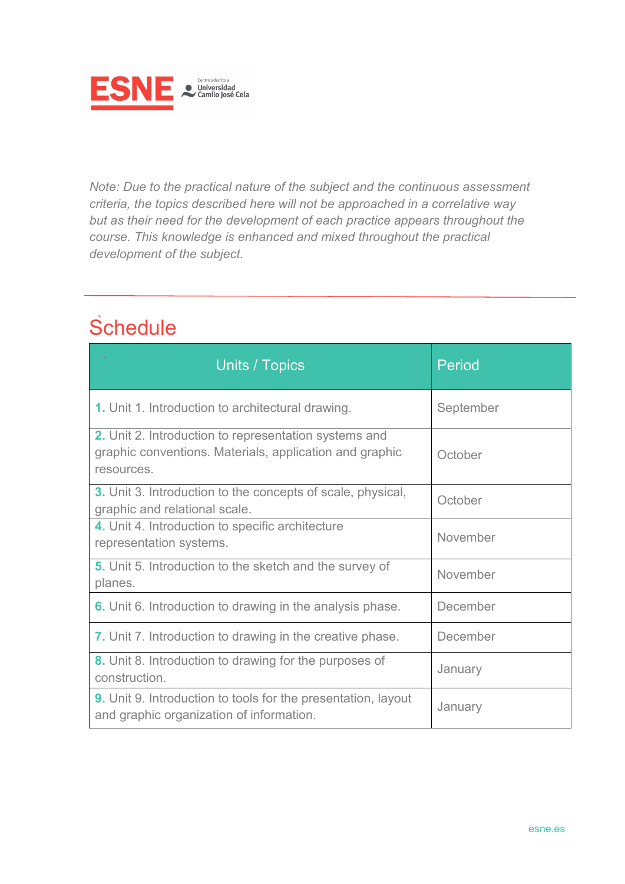*Note: Due to the practical nature of the subject and the continuous assessment criteria, the topics described here will not be approached in a correlative way but as their need for the development of each practice appears throughout the course. This knowledge is enhanced and mixed throughout the practical development of the subject.*

## Schedule

| Units / Topics | Period |
|---|---|
| 1. Unit 1. Introduction to architectural drawing. | September |
| 2. Unit 2. Introduction to representation systems and graphic conventions. Materials, application and graphic resources. | October |
| 3. Unit 3. Introduction to the concepts of scale, physical, graphic and relational scale. | October |
| 4. Unit 4. Introduction to specific architecture representation systems. | November |
| 5. Unit 5. Introduction to the sketch and the survey of planes. | November |
| 6. Unit 6. Introduction to drawing in the analysis phase. | December |
| 7. Unit 7. Introduction to drawing in the creative phase. | December |
| 8. Unit 8. Introduction to drawing for the purposes of construction. | January |
| 9. Unit 9. Introduction to tools for the presentation, layout and graphic organization of information. | January |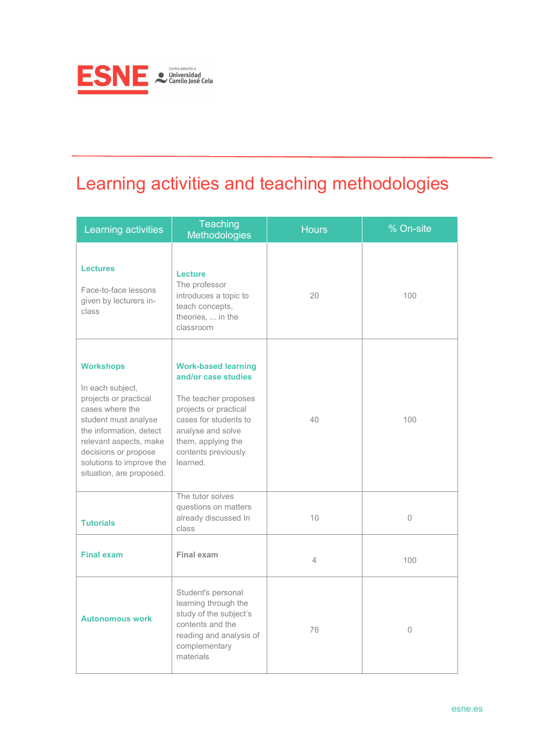# Learning activities and teaching methodologies

| Learning activities | Teaching Methodologies | Hours | % On-site |
|---|---|---|---|
| **Lectures**<br><br>Face-to-face lessons given by lecturers in-class | **Lecture**<br>The professor introduces a topic to teach concepts, theories, ... in the classroom | 20 | 100 |
| **Workshops**<br><br>In each subject, projects or practical cases where the student must analyse the information, detect relevant aspects, make decisions or propose solutions to improve the situation, are proposed. | **Work-based learning and/or case studies**<br><br>The teacher proposes projects or practical cases for students to analyse and solve them, applying the contents previously learned. | 40 | 100 |
| **Tutorials** | The tutor solves questions on matters already discussed In class | 10 | 0 |
| **Final exam** | **Final exam** | 4 | 100 |
| **Autonomous work** | Student's personal learning through the study of the subject's contents and the reading and analysis of complementary materials | 76 | 0 |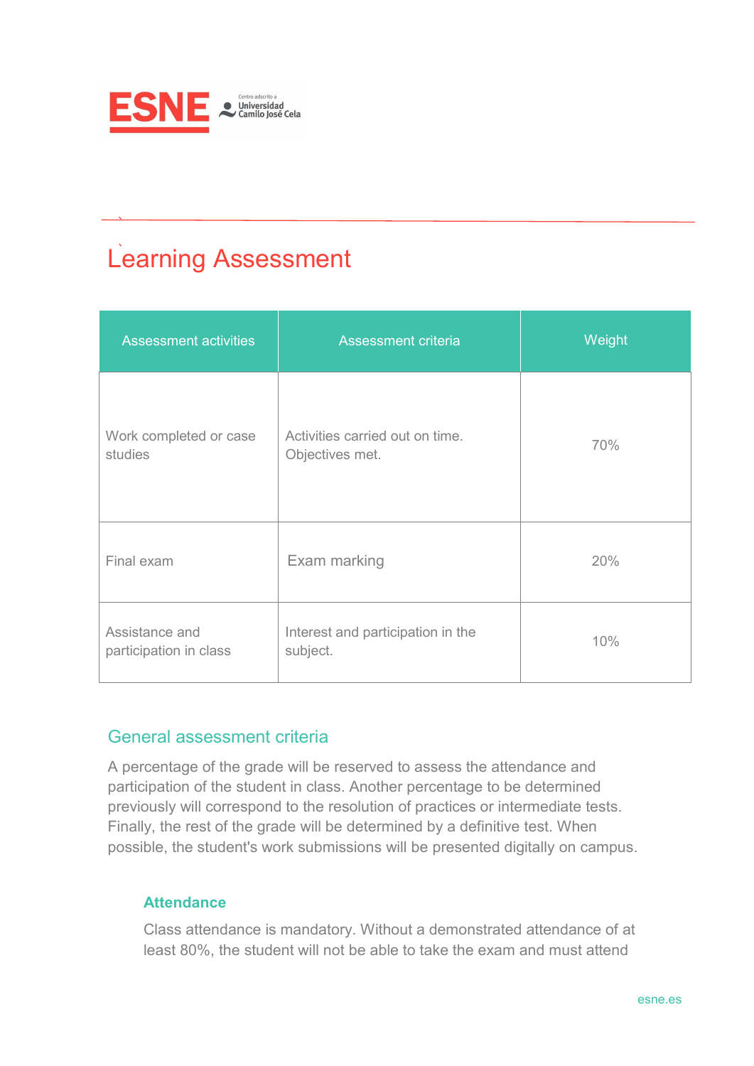## Learning Assessment

| Assessment activities | Assessment criteria | Weight |
|---|---|---|
| Work completed or case studies | Activities carried out on time. Objectives met. | 70% |
| Final exam | Exam marking | 20% |
| Assistance and participation in class | Interest and participation in the subject. | 10% |

### General assessment criteria

A percentage of the grade will be reserved to assess the attendance and participation of the student in class. Another percentage to be determined previously will correspond to the resolution of practices or intermediate tests. Finally, the rest of the grade will be determined by a definitive test. When possible, the student's work submissions will be presented digitally on campus.

#### Attendance

Class attendance is mandatory. Without a demonstrated attendance of at least 80%, the student will not be able to take the exam and must attend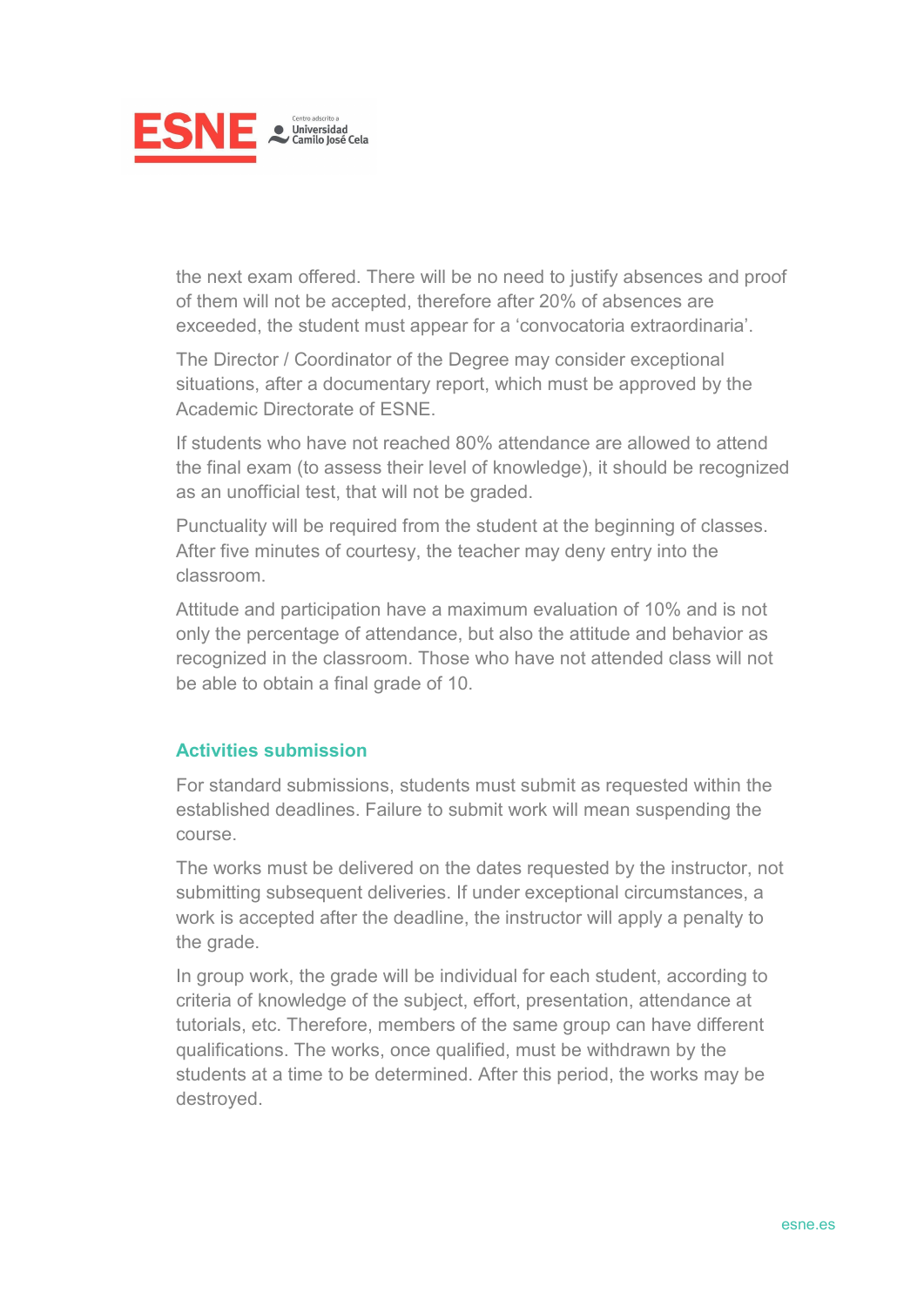the next exam offered. There will be no need to justify absences and proof of them will not be accepted, therefore after 20% of absences are exceeded, the student must appear for a 'convocatoria extraordinaria'.

The Director / Coordinator of the Degree may consider exceptional situations, after a documentary report, which must be approved by the Academic Directorate of ESNE.

If students who have not reached 80% attendance are allowed to attend the final exam (to assess their level of knowledge), it should be recognized as an unofficial test, that will not be graded.

Punctuality will be required from the student at the beginning of classes. After five minutes of courtesy, the teacher may deny entry into the classroom.

Attitude and participation have a maximum evaluation of 10% and is not only the percentage of attendance, but also the attitude and behavior as recognized in the classroom. Those who have not attended class will not be able to obtain a final grade of 10.

### Activities submission

For standard submissions, students must submit as requested within the established deadlines. Failure to submit work will mean suspending the course.

The works must be delivered on the dates requested by the instructor, not submitting subsequent deliveries. If under exceptional circumstances, a work is accepted after the deadline, the instructor will apply a penalty to the grade.

In group work, the grade will be individual for each student, according to criteria of knowledge of the subject, effort, presentation, attendance at tutorials, etc. Therefore, members of the same group can have different qualifications. The works, once qualified, must be withdrawn by the students at a time to be determined. After this period, the works may be destroyed.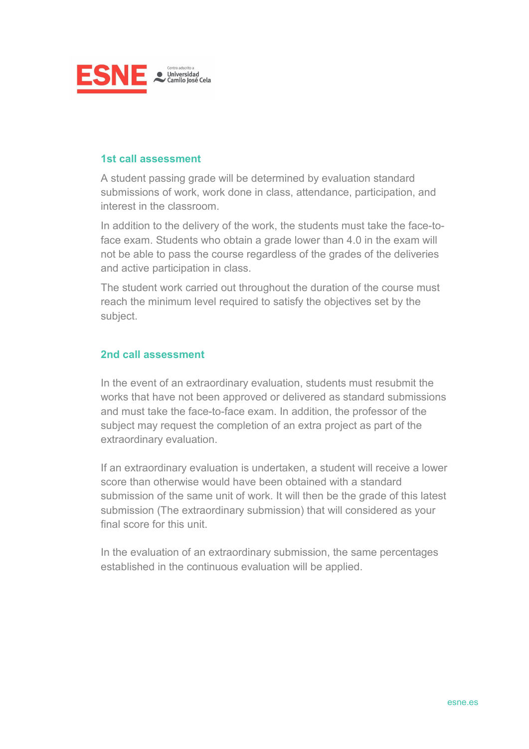### 1st call assessment

A student passing grade will be determined by evaluation standard submissions of work, work done in class, attendance, participation, and interest in the classroom.

In addition to the delivery of the work, the students must take the face-to-face exam. Students who obtain a grade lower than 4.0 in the exam will not be able to pass the course regardless of the grades of the deliveries and active participation in class.

The student work carried out throughout the duration of the course must reach the minimum level required to satisfy the objectives set by the subject.

### 2nd call assessment

In the event of an extraordinary evaluation, students must resubmit the works that have not been approved or delivered as standard submissions and must take the face-to-face exam. In addition, the professor of the subject may request the completion of an extra project as part of the extraordinary evaluation.

If an extraordinary evaluation is undertaken, a student will receive a lower score than otherwise would have been obtained with a standard submission of the same unit of work. It will then be the grade of this latest submission (The extraordinary submission) that will considered as your final score for this unit.

In the evaluation of an extraordinary submission, the same percentages established in the continuous evaluation will be applied.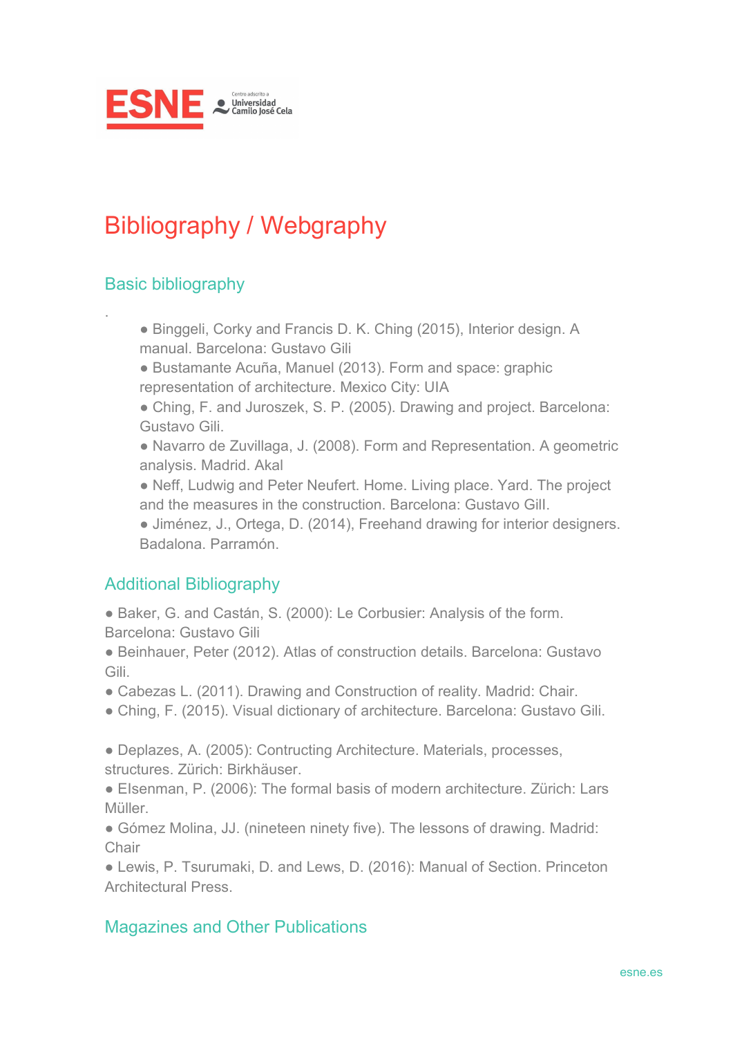# Bibliography / Webgraph

## Basic bibliography

.

- Binggeli, Corky and Francis D. K. Ching (2015), Interior design. A manual. Barcelona: Gustavo Gili
- Bustamante Acuña, Manuel (2013). Form and space: graphic representation of architecture. Mexico City: UIA
- Ching, F. and Juroszek, S. P. (2005). Drawing and project. Barcelona: Gustavo Gili.
- Navarro de Zuvillaga, J. (2008). Form and Representation. A geometric analysis. Madrid. Akal
- Neff, Ludwig and Peter Neufert. Home. Living place. Yard. The project and the measures in the construction. Barcelona: Gustavo GilI.
- Jiménez, J., Ortega, D. (2014), Freehand drawing for interior designers. Badalona. Parramón.

## Additional Bibliography

- Baker, G. and Castán, S. (2000): Le Corbusier: Analysis of the form. Barcelona: Gustavo Gili
- Beinhauer, Peter (2012). Atlas of construction details. Barcelona: Gustavo Gili.
- Cabezas L. (2011). Drawing and Construction of reality. Madrid: Chair.
- Ching, F. (2015). Visual dictionary of architecture. Barcelona: Gustavo Gili.

- Deplazes, A. (2005): Contructing Architecture. Materials, processes, structures. Zürich: Birkhäuser.
- Elsenman, P. (2006): The formal basis of modern architecture. Zürich: Lars Müller.
- Gómez Molina, JJ. (nineteen ninety five). The lessons of drawing. Madrid: Chair
- Lewis, P. Tsurumaki, D. and Lews, D. (2016): Manual of Section. Princeton Architectural Press.

## Magazines and Other Publications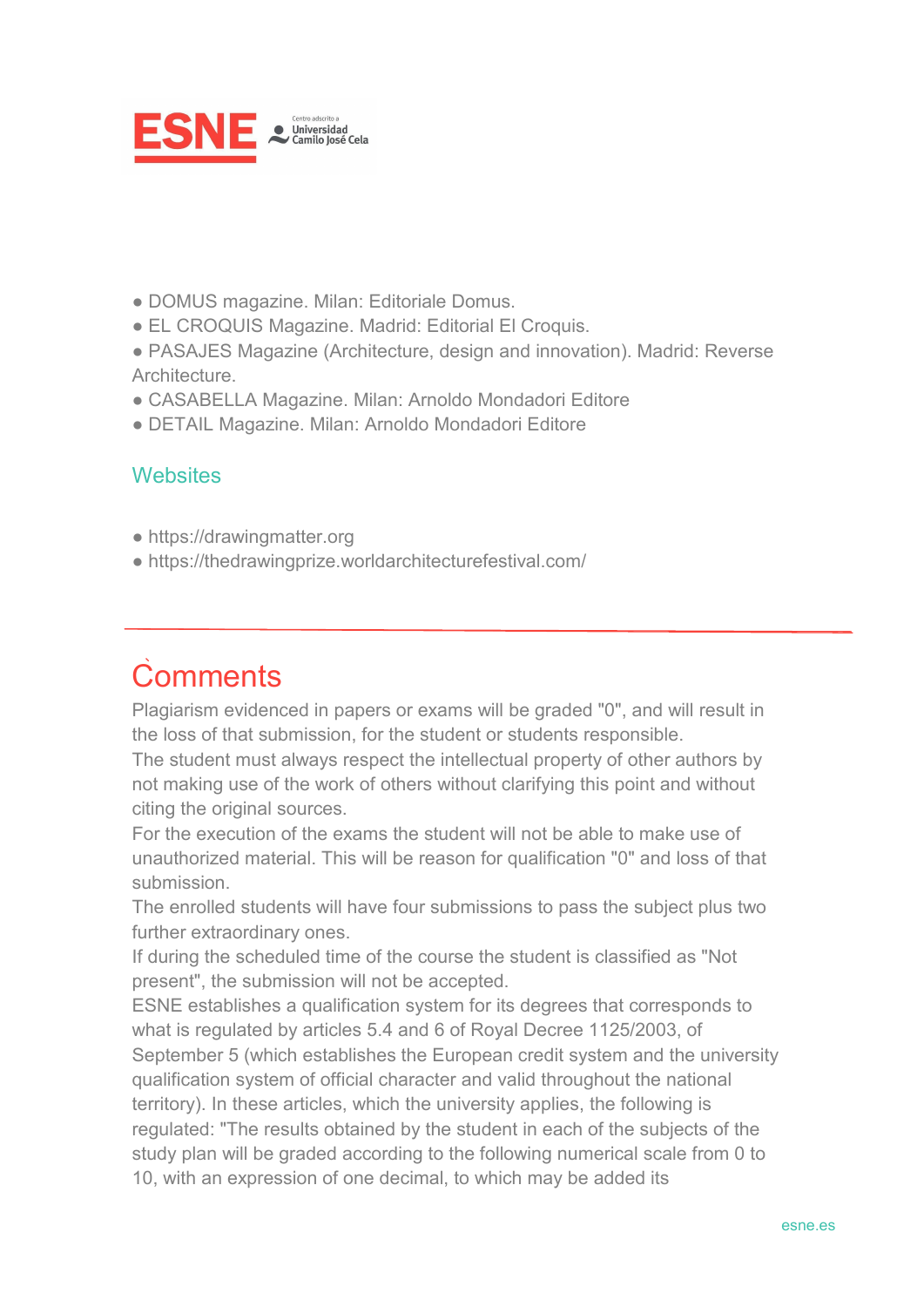- DOMUS magazine. Milan: Editoriale Domus.
- EL CROQUIS Magazine. Madrid: Editorial El Croquis.
- PASAJES Magazine (Architecture, design and innovation). Madrid: Reverse Architecture.
- CASABELLA Magazine. Milan: Arnoldo Mondadori Editore
- DETAIL Magazine. Milan: Arnoldo Mondadori Editore

## Websites

- https://drawingmatter.org
- https://thedrawingprize.worldarchitecturefestival.com/

# Comments

Plagiarism evidenced in papers or exams will be graded "0", and will result in the loss of that submission, for the student or students responsible.
The student must always respect the intellectual property of other authors by not making use of the work of others without clarifying this point and without citing the original sources.
For the execution of the exams the student will not be able to make use of unauthorized material. This will be reason for qualification "0" and loss of that submission.
The enrolled students will have four submissions to pass the subject plus two further extraordinary ones.
If during the scheduled time of the course the student is classified as "Not present", the submission will not be accepted.
ESNE establishes a qualification system for its degrees that corresponds to what is regulated by articles 5.4 and 6 of Royal Decree 1125/2003, of September 5 (which establishes the European credit system and the university qualification system of official character and valid throughout the national territory). In these articles, which the university applies, the following is regulated: "The results obtained by the student in each of the subjects of the study plan will be graded according to the following numerical scale from 0 to 10, with an expression of one decimal, to which may be added its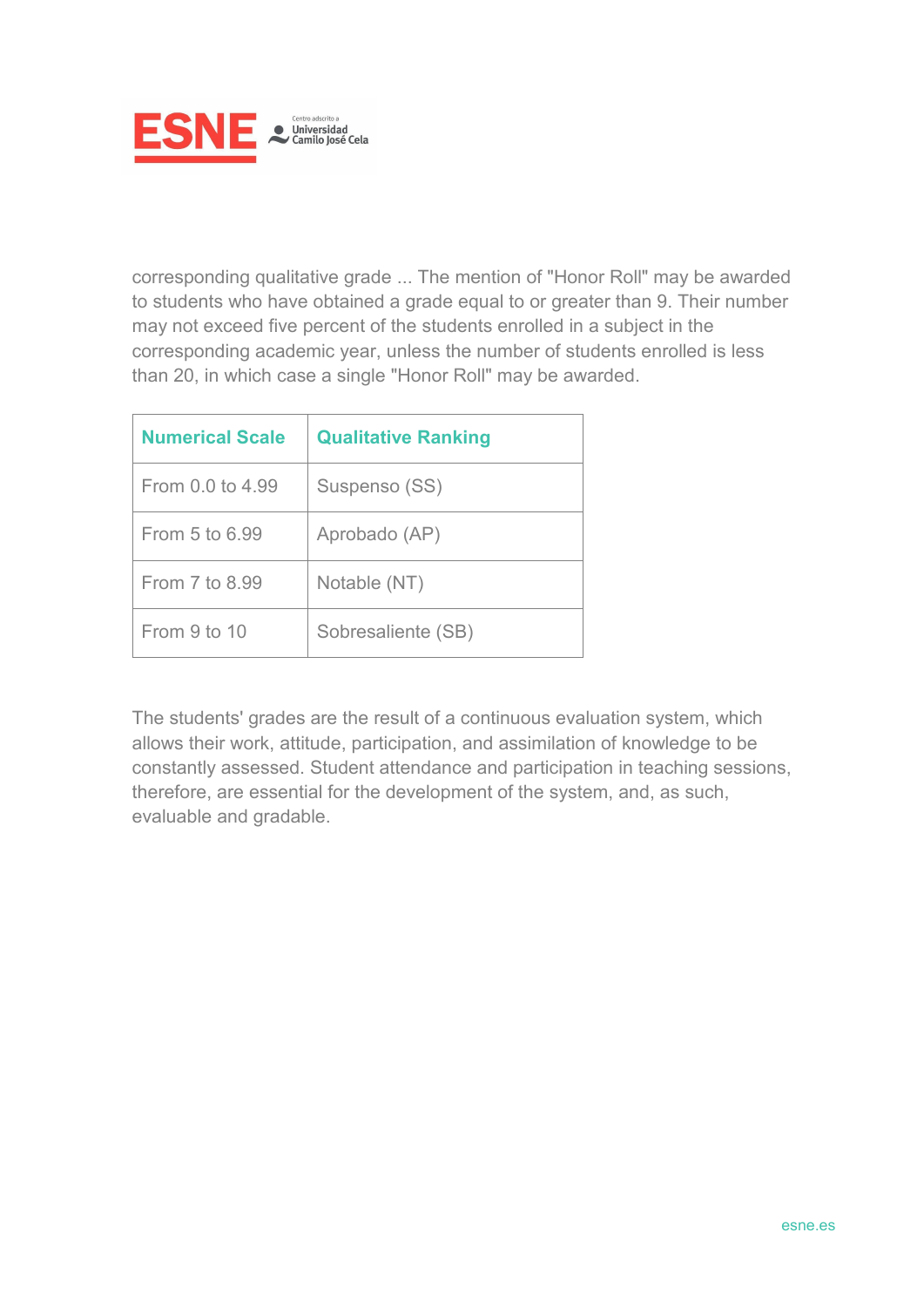corresponding qualitative grade ... The mention of "Honor Roll" may be awarded to students who have obtained a grade equal to or greater than 9. Their number may not exceed five percent of the students enrolled in a subject in the corresponding academic year, unless the number of students enrolled is less than 20, in which case a single "Honor Roll" may be awarded.

| Numerical Scale | Qualitative Ranking |
|---|---|
| From 0.0 to 4.99 | Suspenso (SS) |
| From 5 to 6.99 | Aprobado (AP) |
| From 7 to 8.99 | Notable (NT) |
| From 9 to 10 | Sobresaliente (SB) |

The students' grades are the result of a continuous evaluation system, which allows their work, attitude, participation, and assimilation of knowledge to be constantly assessed. Student attendance and participation in teaching sessions, therefore, are essential for the development of the system, and, as such, evaluable and gradable.